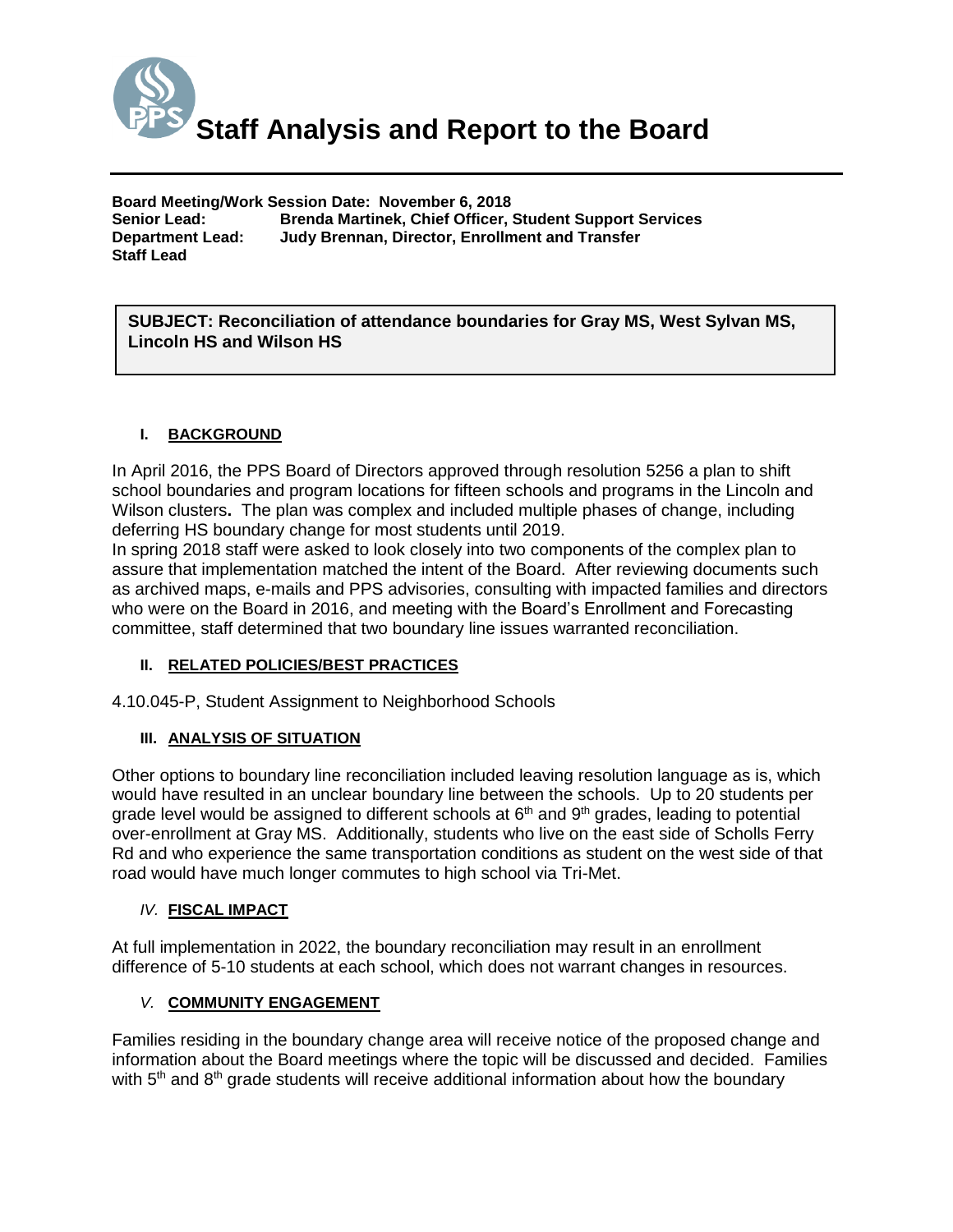# Staff Analysis and Report to the Board

**Board Meeting/Work Session Date: November 6, 2018**
**Senior Lead:** **Brenda Martinek, Chief Officer, Student Support Services**
**Department Lead:** **Judy Brennan, Director, Enrollment and Transfer**
**Staff Lead**

**SUBJECT: Reconciliation of attendance boundaries for Gray MS, West Sylvan MS, Lincoln HS and Wilson HS**

## I. BACKGROUND

In April 2016, the PPS Board of Directors approved through resolution 5256 a plan to shift school boundaries and program locations for fifteen schools and programs in the Lincoln and Wilson clusters**.** The plan was complex and included multiple phases of change, including deferring HS boundary change for most students until 2019.

In spring 2018 staff were asked to look closely into two components of the complex plan to assure that implementation matched the intent of the Board. After reviewing documents such as archived maps, e-mails and PPS advisories, consulting with impacted families and directors who were on the Board in 2016, and meeting with the Board's Enrollment and Forecasting committee, staff determined that two boundary line issues warranted reconciliation.

## II. RELATED POLICIES/BEST PRACTICES

4.10.045-P, Student Assignment to Neighborhood Schools

## III. ANALYSIS OF SITUATION

Other options to boundary line reconciliation included leaving resolution language as is, which would have resulted in an unclear boundary line between the schools. Up to 20 students per grade level would be assigned to different schools at 6th and 9th grades, leading to potential over-enrollment at Gray MS. Additionally, students who live on the east side of Scholls Ferry Rd and who experience the same transportation conditions as student on the west side of that road would have much longer commutes to high school via Tri-Met.

## *IV.* FISCAL IMPACT

At full implementation in 2022, the boundary reconciliation may result in an enrollment difference of 5-10 students at each school, which does not warrant changes in resources.

## *V.* COMMUNITY ENGAGEMENT

Families residing in the boundary change area will receive notice of the proposed change and information about the Board meetings where the topic will be discussed and decided. Families with 5th and 8th grade students will receive additional information about how the boundary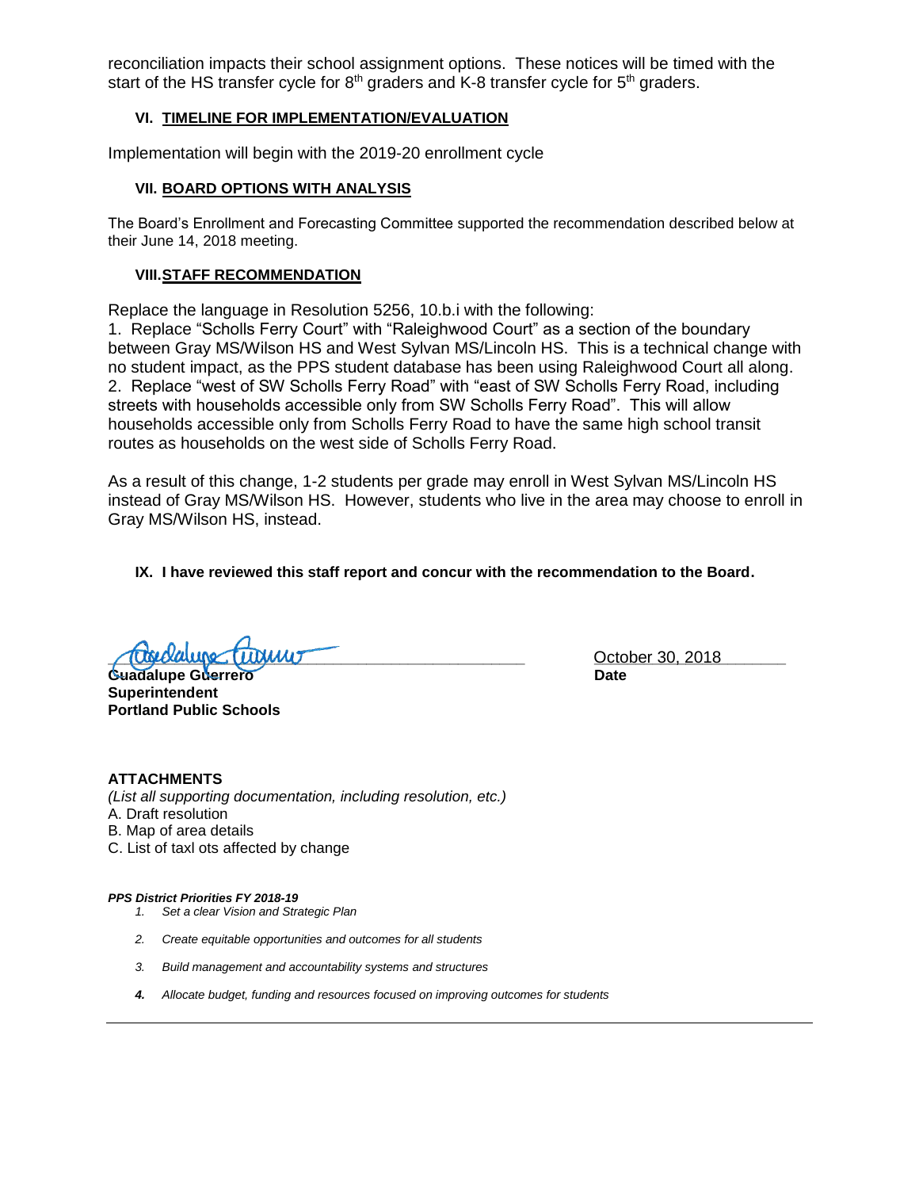reconciliation impacts their school assignment options. These notices will be timed with the start of the HS transfer cycle for 8th graders and K-8 transfer cycle for 5th graders.

### VI. TIMELINE FOR IMPLEMENTATION/EVALUATION

Implementation will begin with the 2019-20 enrollment cycle

### VII. BOARD OPTIONS WITH ANALYSIS

The Board's Enrollment and Forecasting Committee supported the recommendation described below at their June 14, 2018 meeting.

### VIII. STAFF RECOMMENDATION

Replace the language in Resolution 5256, 10.b.i with the following:
1. Replace "Scholls Ferry Court" with "Raleighwood Court" as a section of the boundary between Gray MS/Wilson HS and West Sylvan MS/Lincoln HS. This is a technical change with no student impact, as the PPS student database has been using Raleighwood Court all along.
2. Replace "west of SW Scholls Ferry Road" with "east of SW Scholls Ferry Road, including streets with households accessible only from SW Scholls Ferry Road". This will allow households accessible only from Scholls Ferry Road to have the same high school transit routes as households on the west side of Scholls Ferry Road.

As a result of this change, 1-2 students per grade may enroll in West Sylvan MS/Lincoln HS instead of Gray MS/Wilson HS. However, students who live in the area may choose to enroll in Gray MS/Wilson HS, instead.

**IX. I have reviewed this staff report and concur with the recommendation to the Board.**

**Guadalupe Guerrero**
**Superintendent**
**Portland Public Schools**

October 30, 2018
**Date**

**ATTACHMENTS**
*(List all supporting documentation, including resolution, etc.)*
A. Draft resolution
B. Map of area details
C. List of taxl ots affected by change

***PPS District Priorities FY 2018-19***
1. *Set a clear Vision and Strategic Plan*
2. *Create equitable opportunities and outcomes for all students*
3. *Build management and accountability systems and structures*
4. *Allocate budget, funding and resources focused on improving outcomes for students*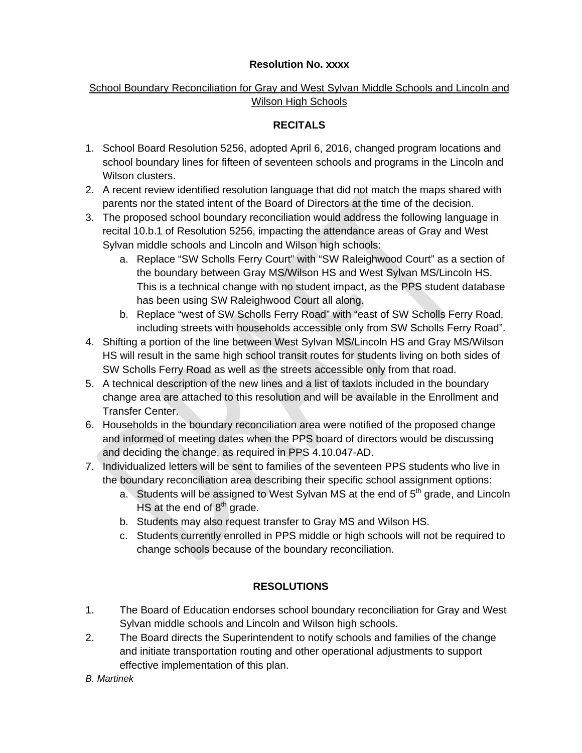**Resolution No. xxxx**

School Boundary Reconciliation for Gray and West Sylvan Middle Schools and Lincoln and Wilson High Schools

**RECITALS**

1. School Board Resolution 5256, adopted April 6, 2016, changed program locations and school boundary lines for fifteen of seventeen schools and programs in the Lincoln and Wilson clusters.
2. A recent review identified resolution language that did not match the maps shared with parents nor the stated intent of the Board of Directors at the time of the decision.
3. The proposed school boundary reconciliation would address the following language in recital 10.b.1 of Resolution 5256, impacting the attendance areas of Gray and West Sylvan middle schools and Lincoln and Wilson high schools:
   a. Replace "SW Scholls Ferry Court" with "SW Raleighwood Court" as a section of the boundary between Gray MS/Wilson HS and West Sylvan MS/Lincoln HS. This is a technical change with no student impact, as the PPS student database has been using SW Raleighwood Court all along.
   b. Replace "west of SW Scholls Ferry Road" with "east of SW Scholls Ferry Road, including streets with households accessible only from SW Scholls Ferry Road".
4. Shifting a portion of the line between West Sylvan MS/Lincoln HS and Gray MS/Wilson HS will result in the same high school transit routes for students living on both sides of SW Scholls Ferry Road as well as the streets accessible only from that road.
5. A technical description of the new lines and a list of taxlots included in the boundary change area are attached to this resolution and will be available in the Enrollment and Transfer Center.
6. Households in the boundary reconciliation area were notified of the proposed change and informed of meeting dates when the PPS board of directors would be discussing and deciding the change, as required in PPS 4.10.047-AD.
7. Individualized letters will be sent to families of the seventeen PPS students who live in the boundary reconciliation area describing their specific school assignment options:
   a. Students will be assigned to West Sylvan MS at the end of 5th grade, and Lincoln HS at the end of 8th grade.
   b. Students may also request transfer to Gray MS and Wilson HS.
   c. Students currently enrolled in PPS middle or high schools will not be required to change schools because of the boundary reconciliation.

**RESOLUTIONS**

1. The Board of Education endorses school boundary reconciliation for Gray and West Sylvan middle schools and Lincoln and Wilson high schools.
2. The Board directs the Superintendent to notify schools and families of the change and initiate transportation routing and other operational adjustments to support effective implementation of this plan.

*B. Martinek*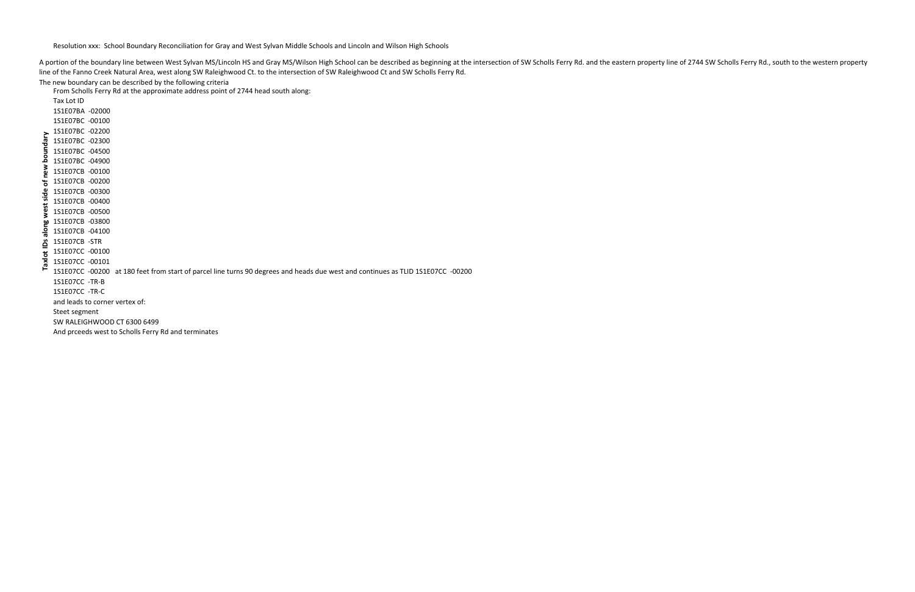Resolution xxx: School Boundary Reconciliation for Gray and West Sylvan Middle Schools and Lincoln and Wilson High Schools

A portion of the boundary line between West Sylvan MS/Lincoln HS and Gray MS/Wilson High School can be described as beginning at the intersection of SW Scholls Ferry Rd. and the eastern property line of 2744 SW Scholls Ferry Rd., south to the western property line of the Fanno Creek Natural Area, west along SW Raleighwood Ct. to the intersection of SW Raleighwood Ct and SW Scholls Ferry Rd.

The new boundary can be described by the following criteria

From Scholls Ferry Rd at the approximate address point of 2744 head south along:

**Taxlot IDs along west side of new boundary**

Tax Lot ID
1S1E07BA -02000
1S1E07BC -00100
1S1E07BC -02200
1S1E07BC -02300
1S1E07BC -04500
1S1E07BC -04900
1S1E07CB -00100
1S1E07CB -00200
1S1E07CB -00300
1S1E07CB -00400
1S1E07CB -00500
1S1E07CB -03800
1S1E07CB -04100
1S1E07CB -STR
1S1E07CC -00100
1S1E07CC -00101
1S1E07CC -00200 at 180 feet from start of parcel line turns 90 degrees and heads due west and continues as TLID 1S1E07CC -00200
1S1E07CC -TR-B
1S1E07CC -TR-C

and leads to corner vertex of:

Steet segment

SW RALEIGHWOOD CT 6300 6499

And prceeds west to Scholls Ferry Rd and terminates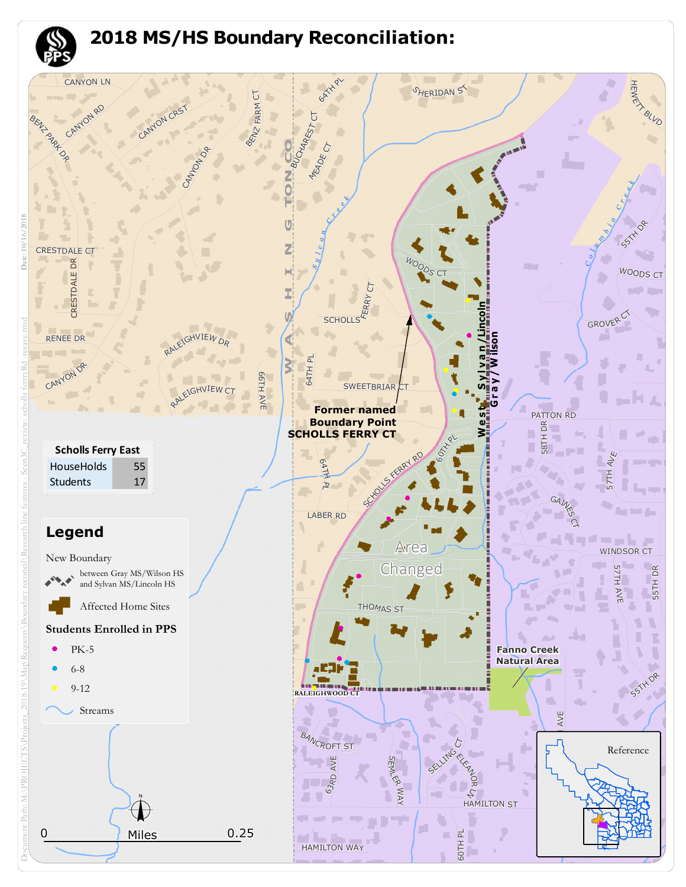# 2018 MS/HS Boundary Reconciliation:

| Scholls Ferry East | |
|---|---|
| HouseHolds | 55 |
| Students | 17 |

## Legend

New Boundary

between Gray MS/Wilson HS and Sylvan MS/Lincoln HS

Affected Home Sites

**Students Enrolled in PPS**

PK-5

6-8

9-12

Streams

Former named Boundary Point SCHOLLS FERRY CT

Area Changed

West Sylvan/Lincoln

Gray/ Wilson

Fanno Creek Natural Area

Reference

0 Miles 0.25